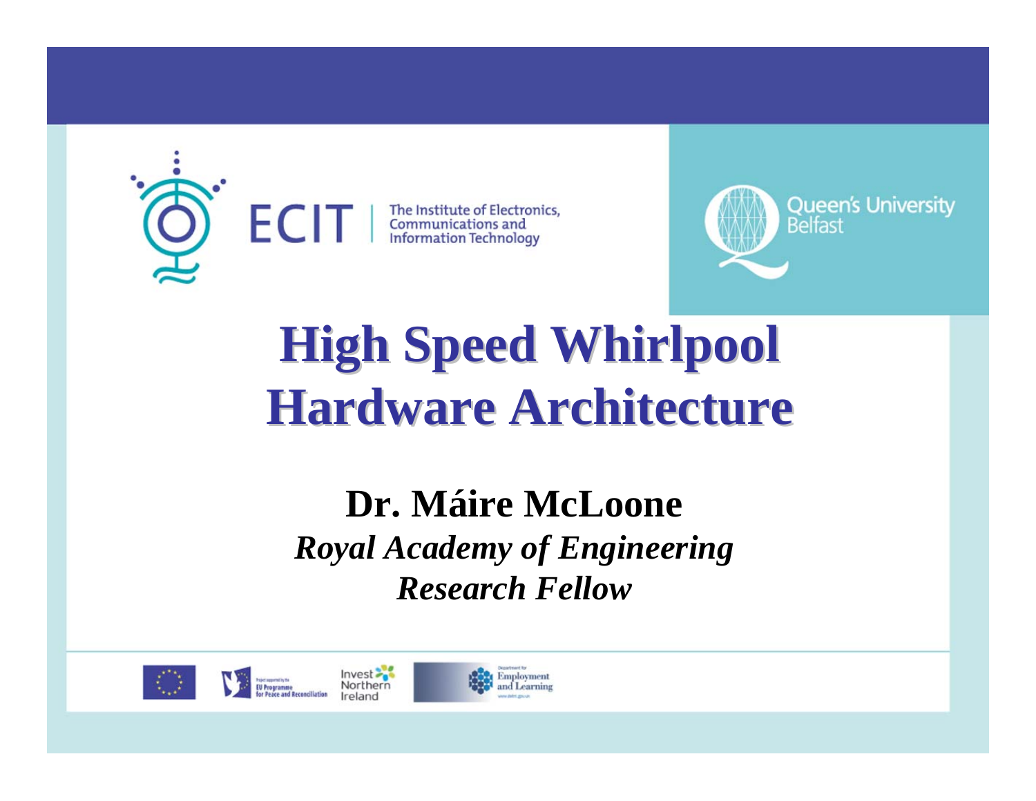ECIT | The Institute of Electronics, Communications and Information Technology

Queen's University Belfast

# High Speed Whirlpool Hardware Architecture

**Dr. Máire McLoone**

***Royal Academy of Engineering Research Fellow***

Project supported by the EU Programme for Peace and Reconciliation

Invest Northern Ireland

Department for Employment and Learning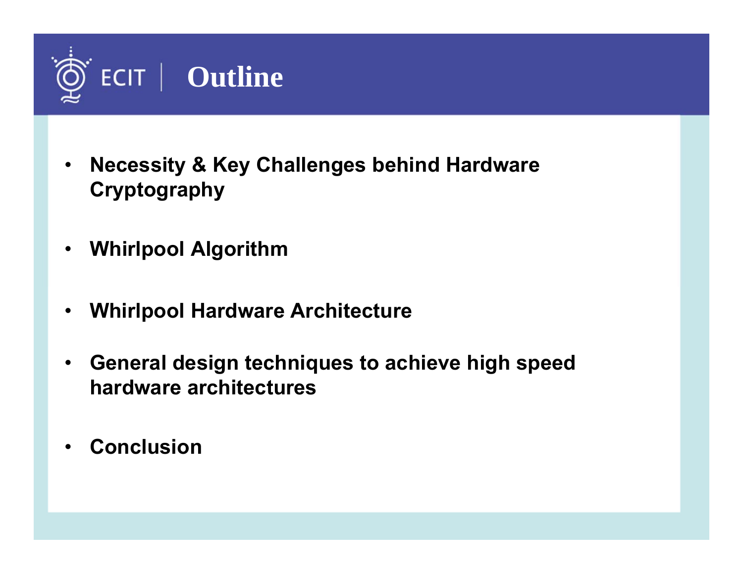# Outline

- **Necessity & Key Challenges behind Hardware Cryptography**
- **Whirlpool Algorithm**
- **Whirlpool Hardware Architecture**
- **General design techniques to achieve high speed hardware architectures**
- **Conclusion**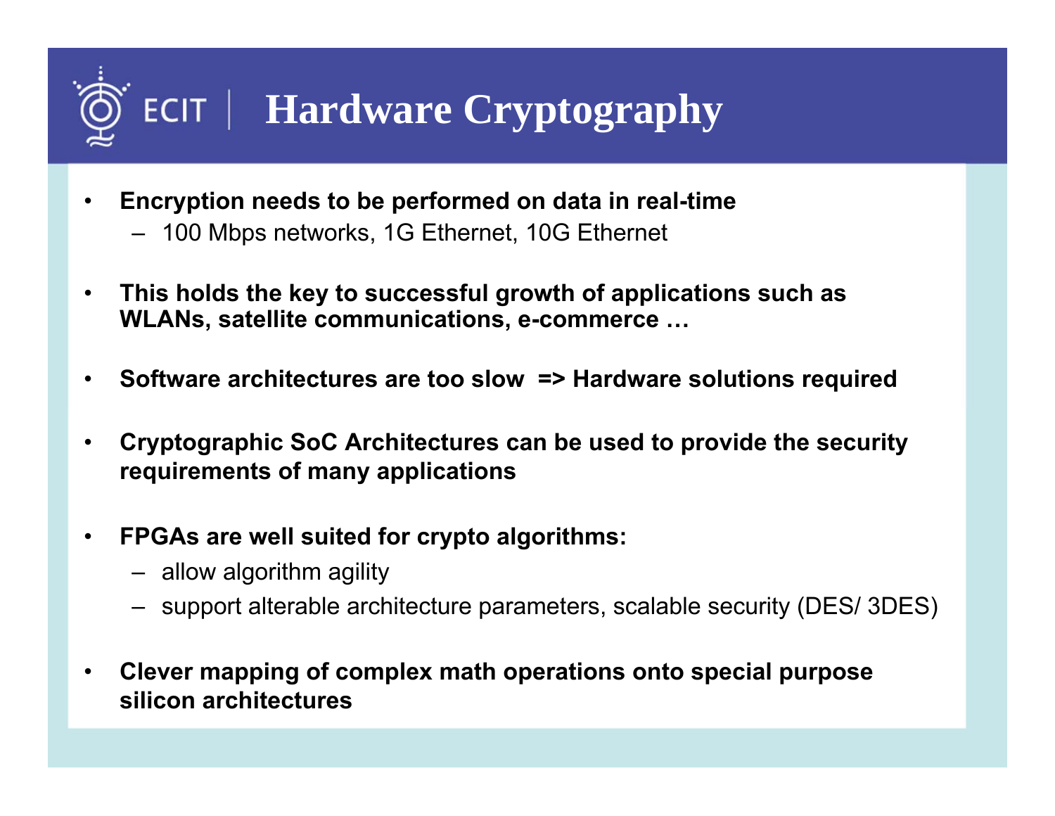# Hardware Cryptography

- **Encryption needs to be performed on data in real-time**
  - 100 Mbps networks, 1G Ethernet, 10G Ethernet
- **This holds the key to successful growth of applications such as WLANs, satellite communications, e-commerce …**
- **Software architectures are too slow => Hardware solutions required**
- **Cryptographic SoC Architectures can be used to provide the security requirements of many applications**
- **FPGAs are well suited for crypto algorithms:**
  - allow algorithm agility
  - support alterable architecture parameters, scalable security (DES/ 3DES)
- **Clever mapping of complex math operations onto special purpose silicon architectures**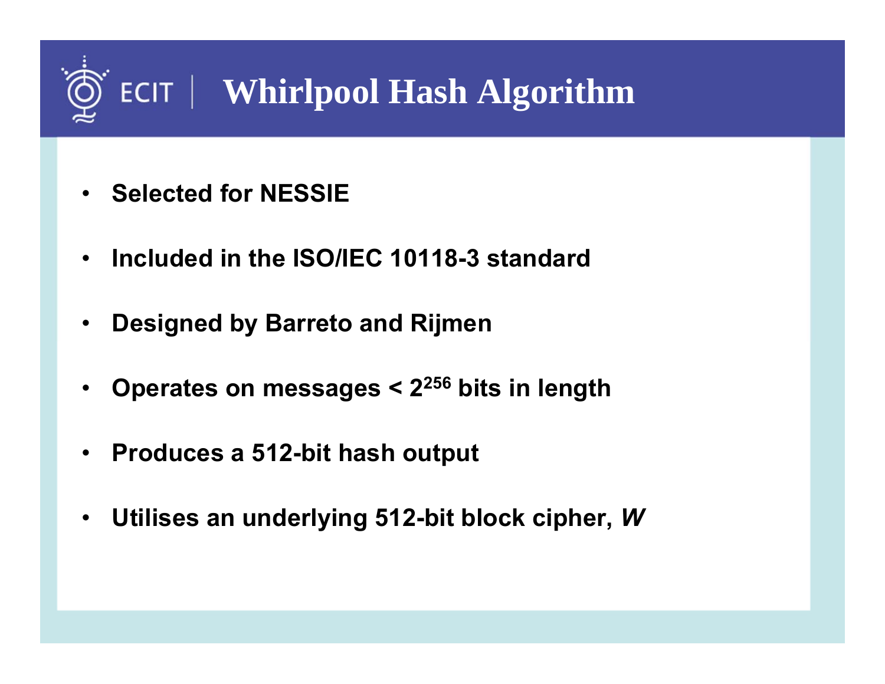# Whirlpool Hash Algorithm

- **Selected for NESSIE**
- **Included in the ISO/IEC 10118-3 standard**
- **Designed by Barreto and Rijmen**
- **Operates on messages < $2^{256}$ bits in length**
- **Produces a 512-bit hash output**
- **Utilises an underlying 512-bit block cipher, *W***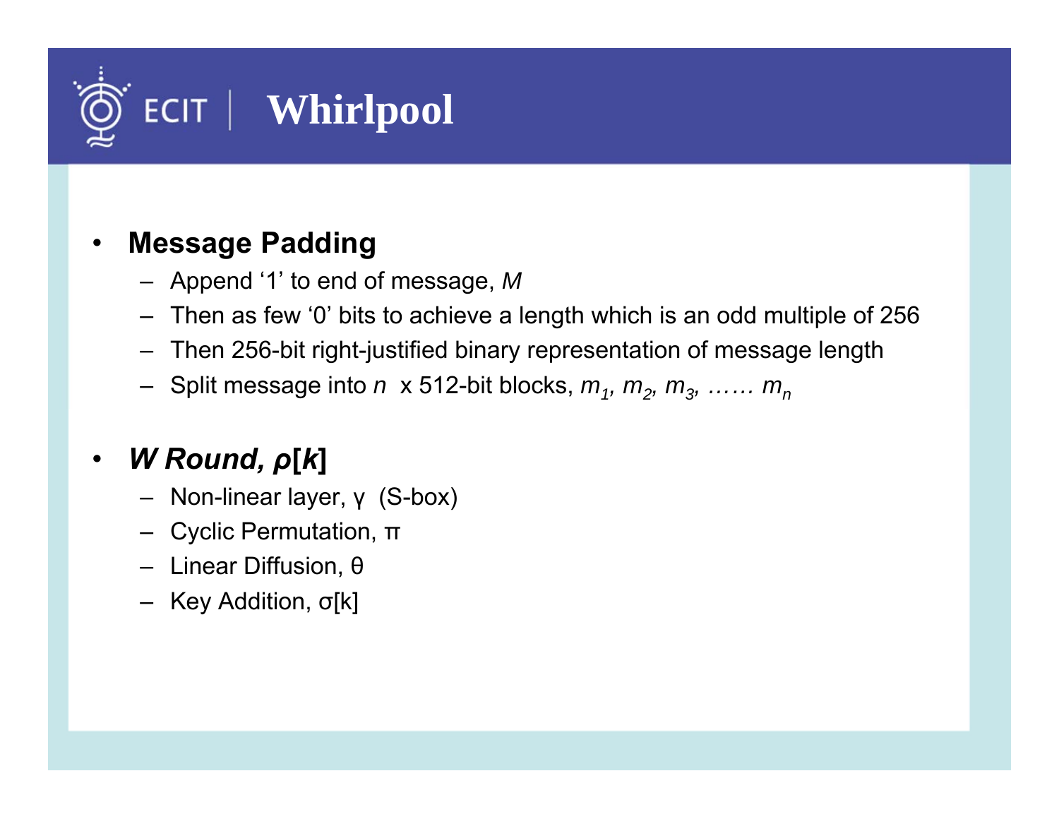# Whirlpool

- **Message Padding**
  - Append ‘1’ to end of message, $M$
  - Then as few ‘0’ bits to achieve a length which is an odd multiple of 256
  - Then 256-bit right-justified binary representation of message length
  - Split message into $n$ x 512-bit blocks, $m_1, m_2, m_3, \ldots\ldots m_n$

- ***W Round, ρ[k]***
  - Non-linear layer, $\gamma$ (S-box)
  - Cyclic Permutation, $\pi$
  - Linear Diffusion, $\theta$
  - Key Addition, $\sigma[k]$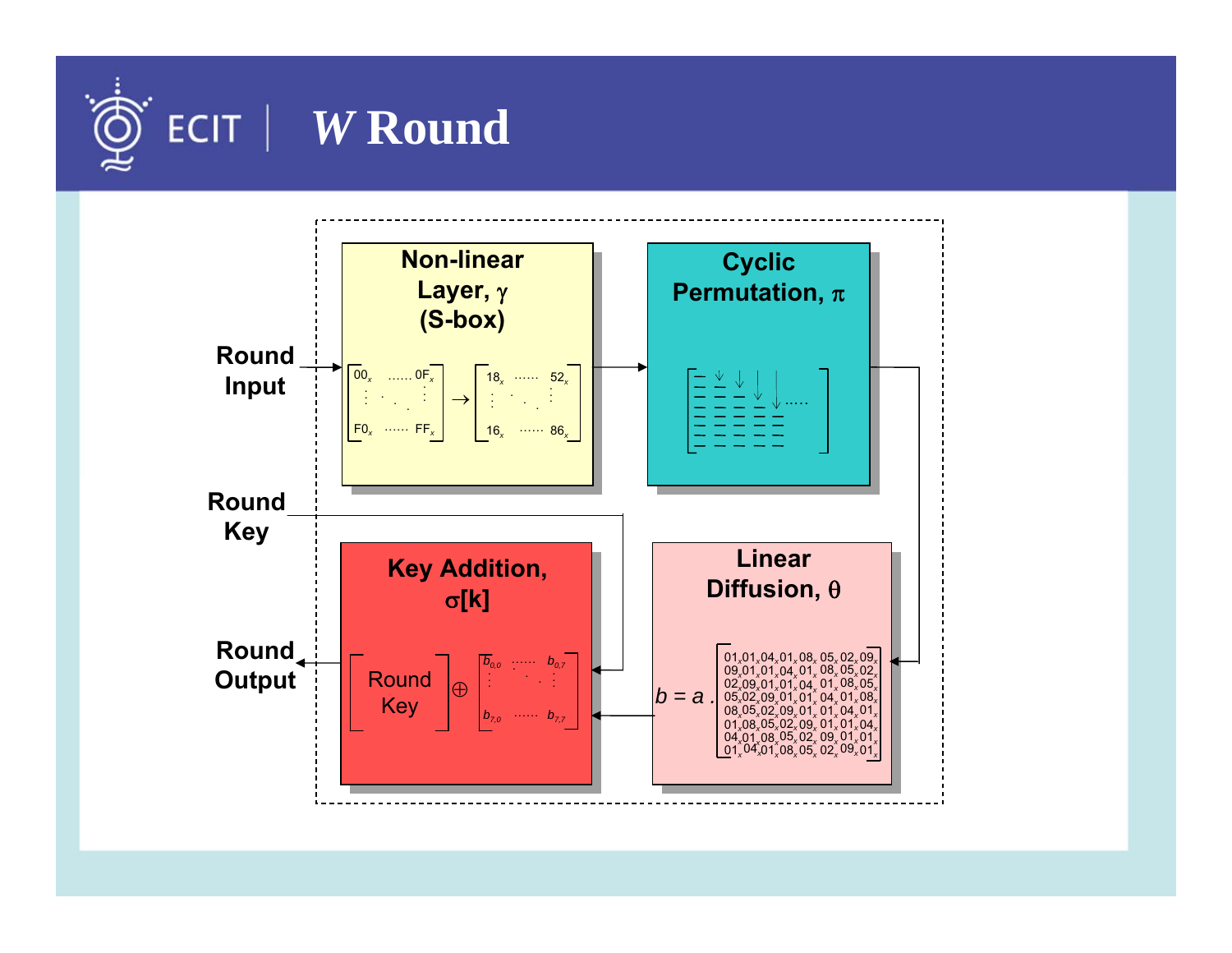# *W* Round

Round Input

Round Key

Round Output

**Non-linear Layer, γ (S-box)**

$$\begin{bmatrix} 00_x & \cdots & 0F_x \\ \vdots & \ddots & \vdots \\ F0_x & \cdots & FF_x \end{bmatrix} \rightarrow \begin{bmatrix} 18_x & \cdots & 52_x \\ \vdots & \ddots & \vdots \\ 16_x & \cdots & 86_x \end{bmatrix}$$

**Cyclic Permutation, π**

**Linear Diffusion, θ**

$$b = a \cdot \begin{bmatrix} 01_x & 01_x & 04_x & 01_x & 08_x & 05_x & 02_x & 09_x \\ 09_x & 01_x & 01_x & 04_x & 01_x & 08_x & 05_x & 02_x \\ 02_x & 09_x & 01_x & 01_x & 04_x & 01_x & 08_x & 05_x \\ 05_x & 02_x & 09_x & 01_x & 01_x & 04_x & 01_x & 08_x \\ 08_x & 05_x & 02_x & 09_x & 01_x & 01_x & 04_x & 01_x \\ 01_x & 08_x & 05_x & 02_x & 09_x & 01_x & 01_x & 04_x \\ 04_x & 01_x & 08_x & 05_x & 02_x & 09_x & 01_x & 01_x \\ 01_x & 04_x & 01_x & 08_x & 05_x & 02_x & 09_x & 01_x \end{bmatrix}$$

**Key Addition, σ[k]**

$$\begin{bmatrix} \text{Round Key} \end{bmatrix} \oplus \begin{bmatrix} b_{0,0} & \cdots & b_{0,7} \\ \vdots & \ddots & \vdots \\ b_{7,0} & \cdots & b_{7,7} \end{bmatrix}$$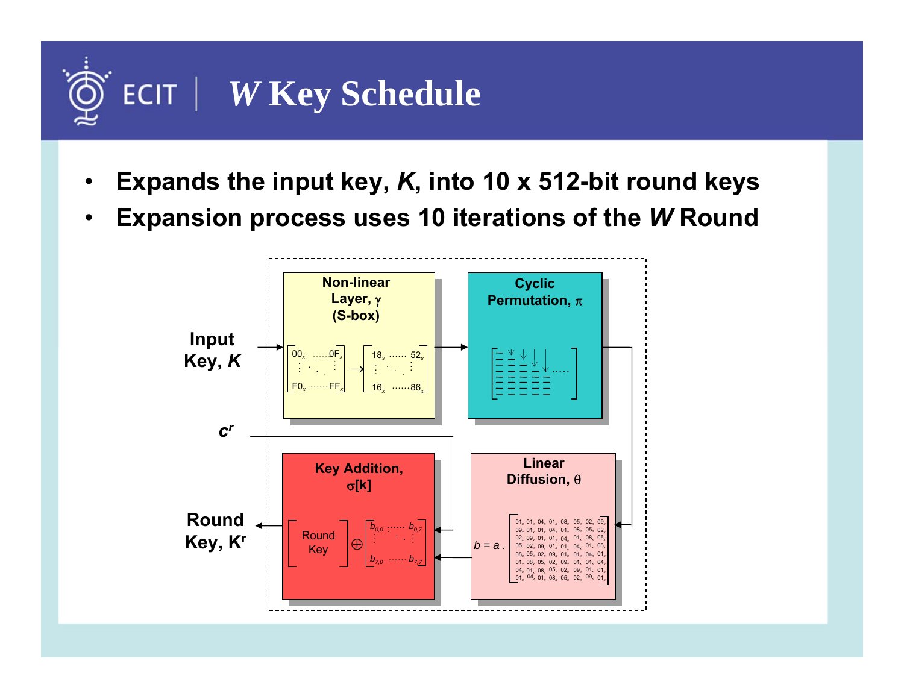# *W* Key Schedule

- **Expands the input key, *K*, into 10 x 512-bit round keys**
- **Expansion process uses 10 iterations of the *W* Round**

**Input Key, *K*** → **Non-linear Layer, $\gamma$ (S-box)** → **Cyclic Permutation, $\pi$** → **Linear Diffusion, $\theta$** ($b = a \cdot$ matrix) → **Key Addition, $\sigma[k]$** (Round Key $\oplus$ $b$), with $c^r$ input → **Round Key, $K^r$**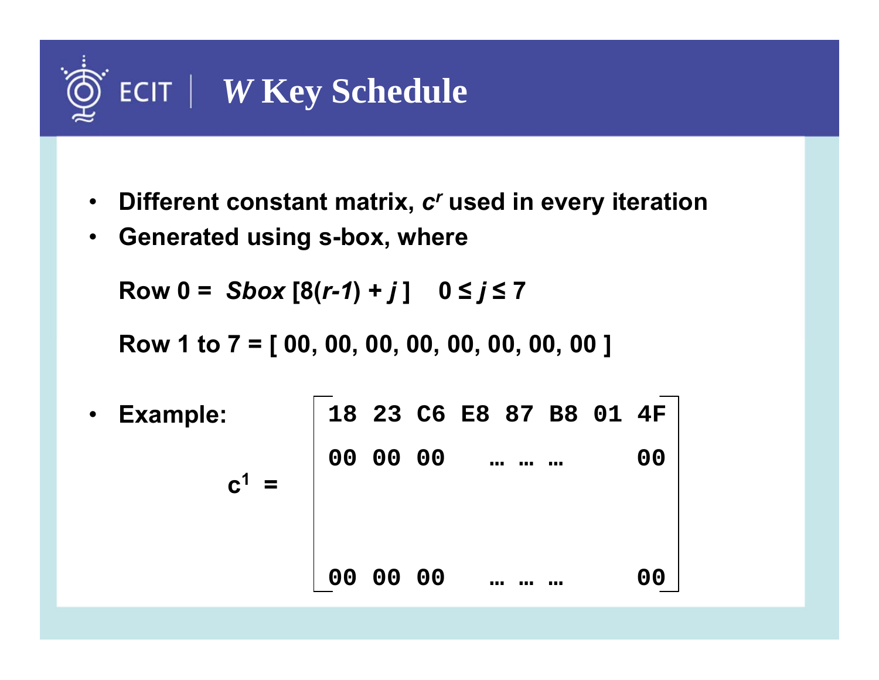# *W* Key Schedule

- **Different constant matrix, $c^r$ used in every iteration**
- **Generated using s-box, where**

  **Row 0 = *Sbox* [8(*r-1*) + *j* ]  $0 \le j \le 7$**

  **Row 1 to 7 = [ 00, 00, 00, 00, 00, 00, 00, 00 ]**

- **Example:**

$$c^1 = \begin{bmatrix} 18 & 23 & C6 & E8 & 87 & B8 & 01 & 4F \\ 00 & 00 & 00 & \ldots & \ldots & \ldots & & 00 \\ & & & & & & & \\ 00 & 00 & 00 & \ldots & \ldots & \ldots & & 00 \end{bmatrix}$$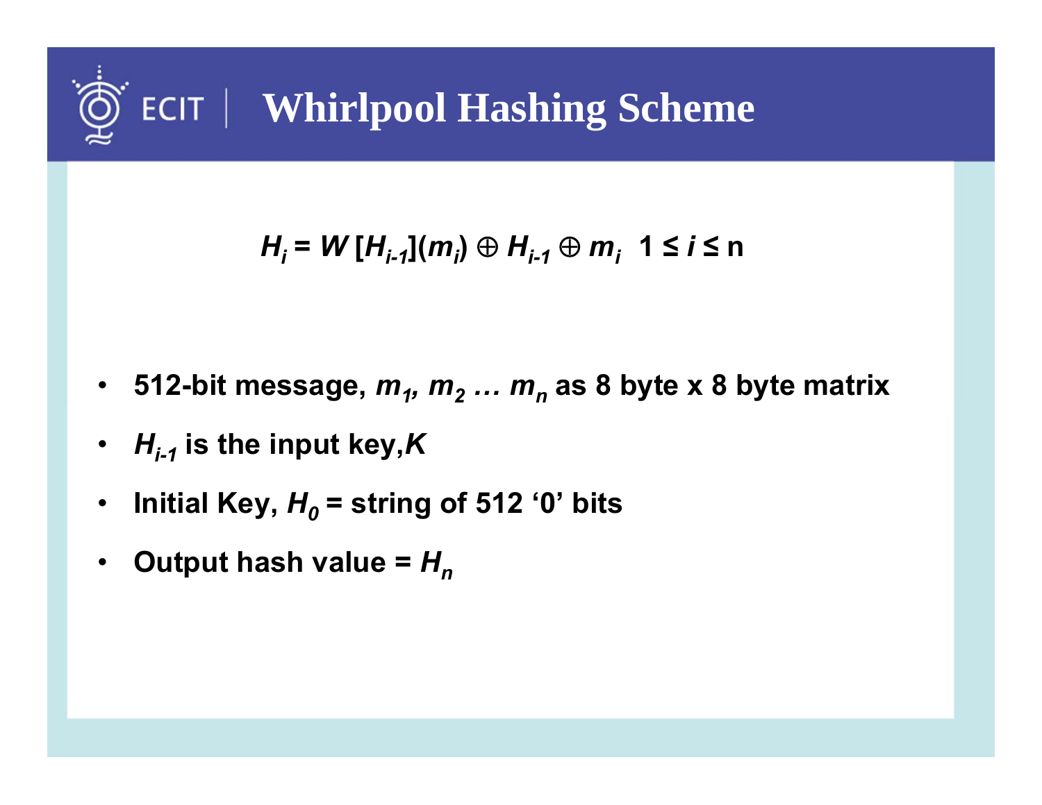# Whirlpool Hashing Scheme

$$H_i = W[H_{i-1}](m_i) \oplus H_{i-1} \oplus m_i \quad 1 \leq i \leq n$$

- 512-bit message, $m_1, m_2 \ldots m_n$ as 8 byte x 8 byte matrix
- $H_{i-1}$ is the input key, $K$
- Initial Key, $H_0$ = string of 512 '0' bits
- Output hash value = $H_n$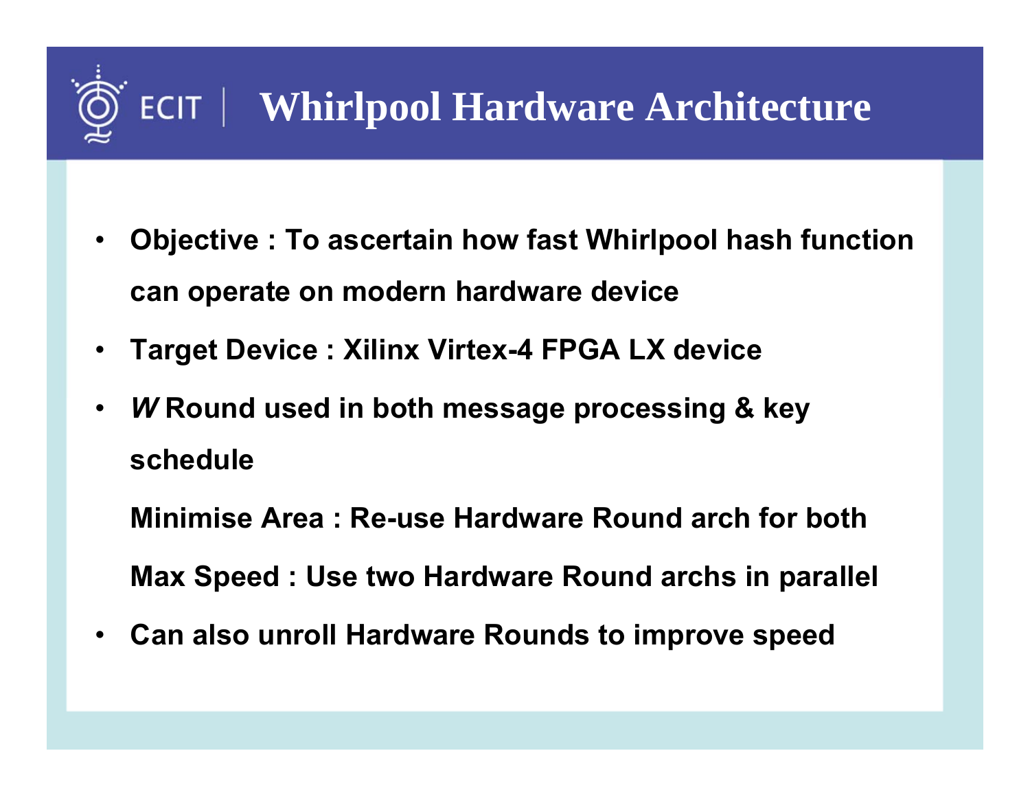# Whirlpool Hardware Architecture

- **Objective : To ascertain how fast Whirlpool hash function can operate on modern hardware device**
- **Target Device : Xilinx Virtex-4 FPGA LX device**
- ***W* Round used in both message processing & key schedule**

  **Minimise Area : Re-use Hardware Round arch for both**

  **Max Speed : Use two Hardware Round archs in parallel**
- **Can also unroll Hardware Rounds to improve speed**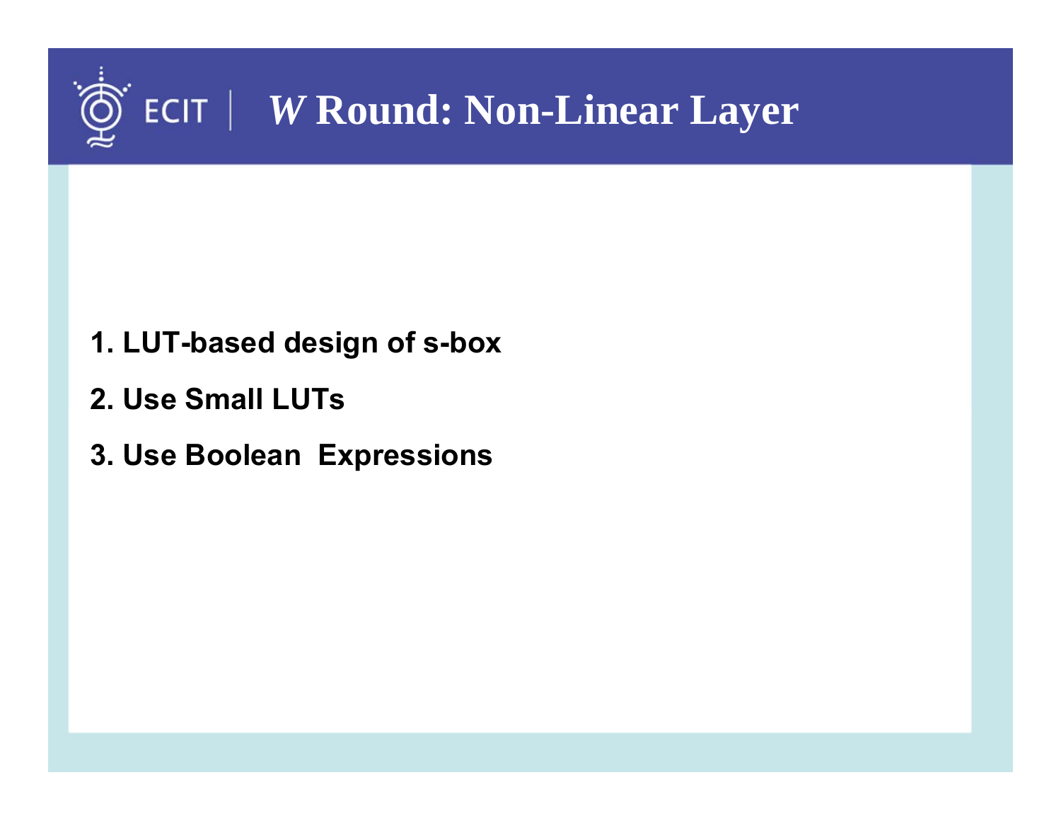# *W* Round: Non-Linear Layer

1. **LUT-based design of s-box**
2. **Use Small LUTs**
3. **Use Boolean Expressions**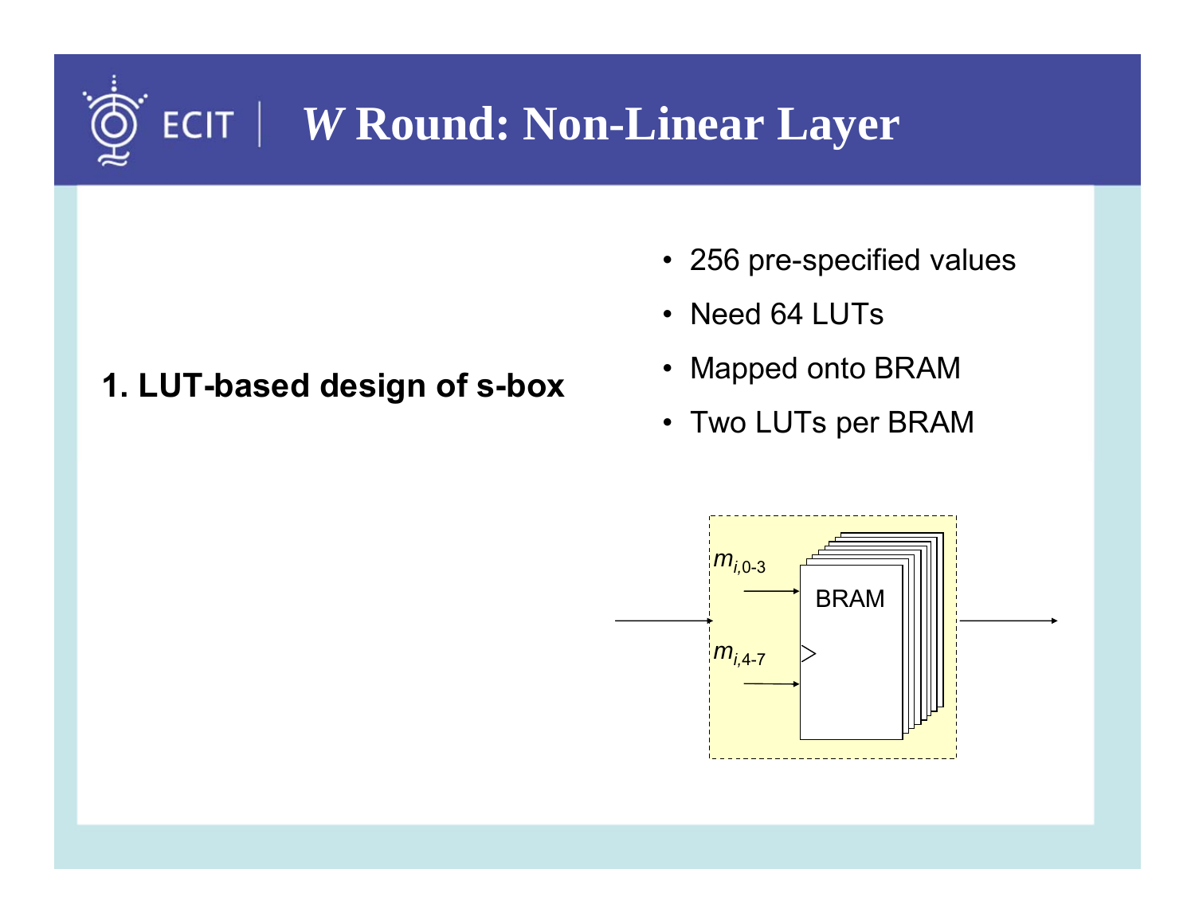# *W* Round: Non-Linear Layer

**1. LUT-based design of s-box**

- 256 pre-specified values
- Need 64 LUTs
- Mapped onto BRAM
- Two LUTs per BRAM

$m_{i,0\text{-}3}$

$m_{i,4\text{-}7}$

BRAM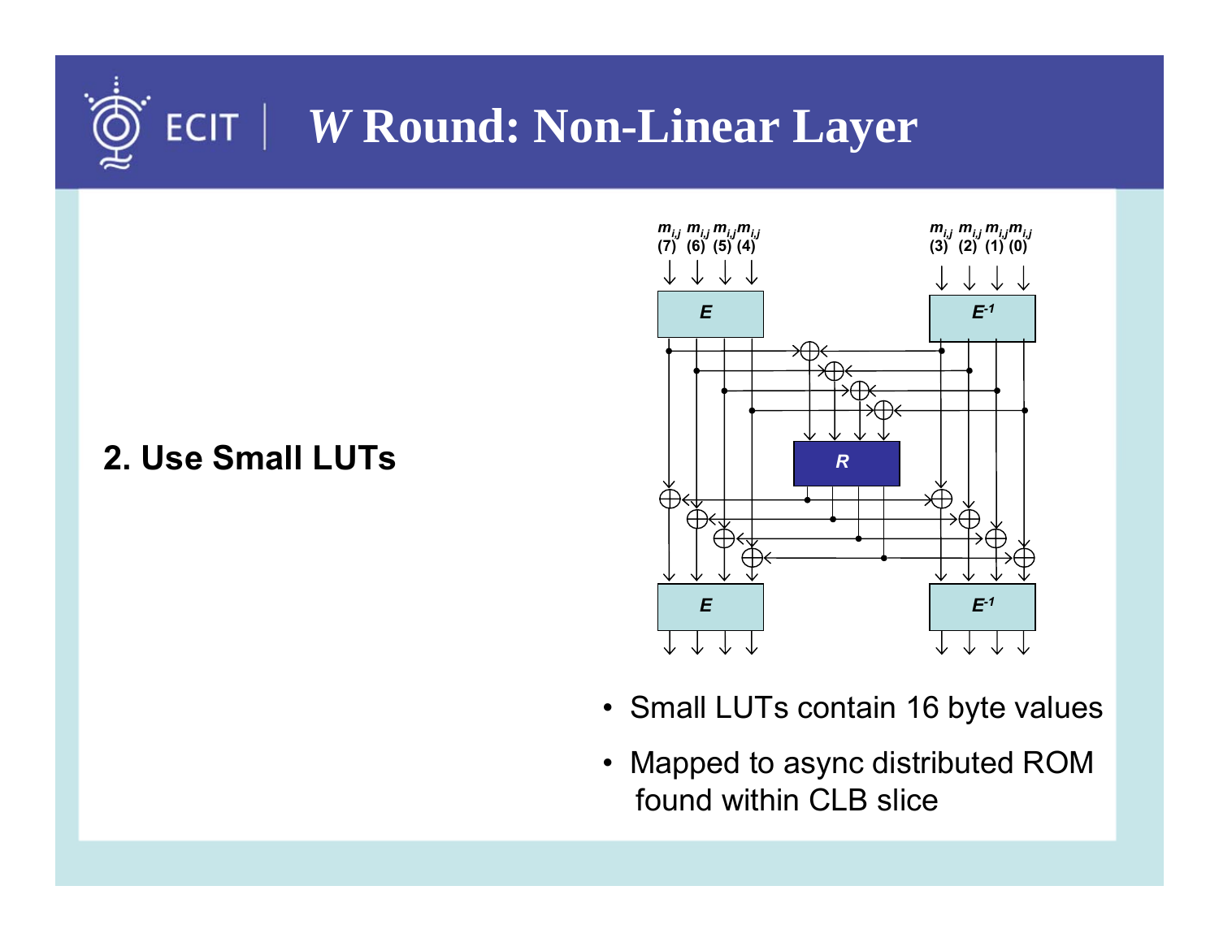# *W* Round: Non-Linear Layer

**2. Use Small LUTs**

- Small LUTs contain 16 byte values
- Mapped to async distributed ROM found within CLB slice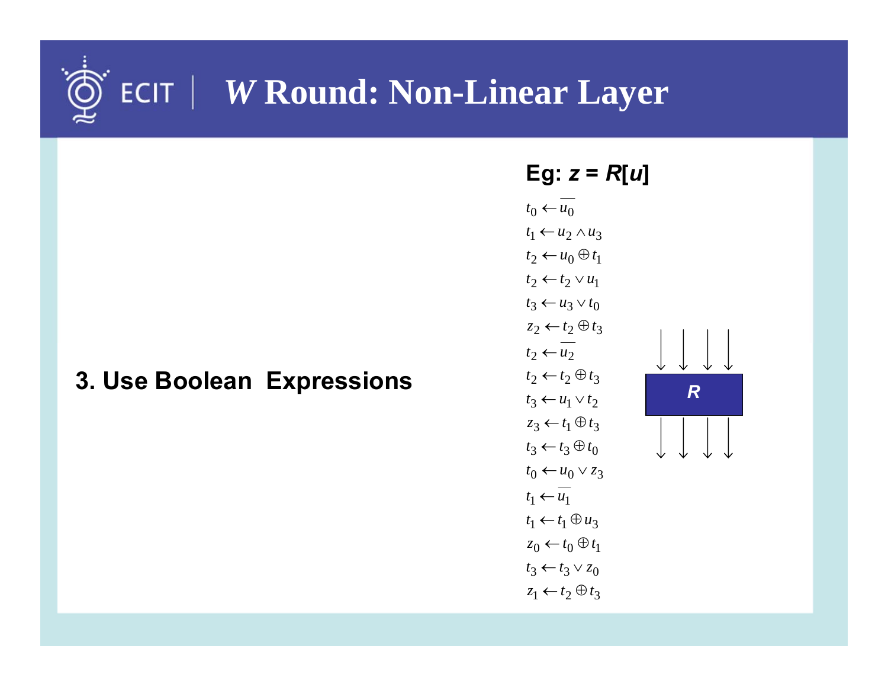# *W* Round: Non-Linear Layer

**3. Use Boolean Expressions**

**Eg: *z* = *R*[*u*]**

$t_0 \leftarrow \overline{u_0}$

$t_1 \leftarrow u_2 \wedge u_3$

$t_2 \leftarrow u_0 \oplus t_1$

$t_2 \leftarrow t_2 \vee u_1$

$t_3 \leftarrow u_3 \vee t_0$

$z_2 \leftarrow t_2 \oplus t_3$

$t_2 \leftarrow \overline{u_2}$

$t_2 \leftarrow t_2 \oplus t_3$

$t_3 \leftarrow u_1 \vee t_2$

$z_3 \leftarrow t_1 \oplus t_3$

$t_3 \leftarrow t_3 \oplus t_0$

$t_0 \leftarrow u_0 \vee z_3$

$t_1 \leftarrow \overline{u_1}$

$t_1 \leftarrow t_1 \oplus u_3$

$z_0 \leftarrow t_0 \oplus t_1$

$t_3 \leftarrow t_3 \vee z_0$

$z_1 \leftarrow t_2 \oplus t_3$

R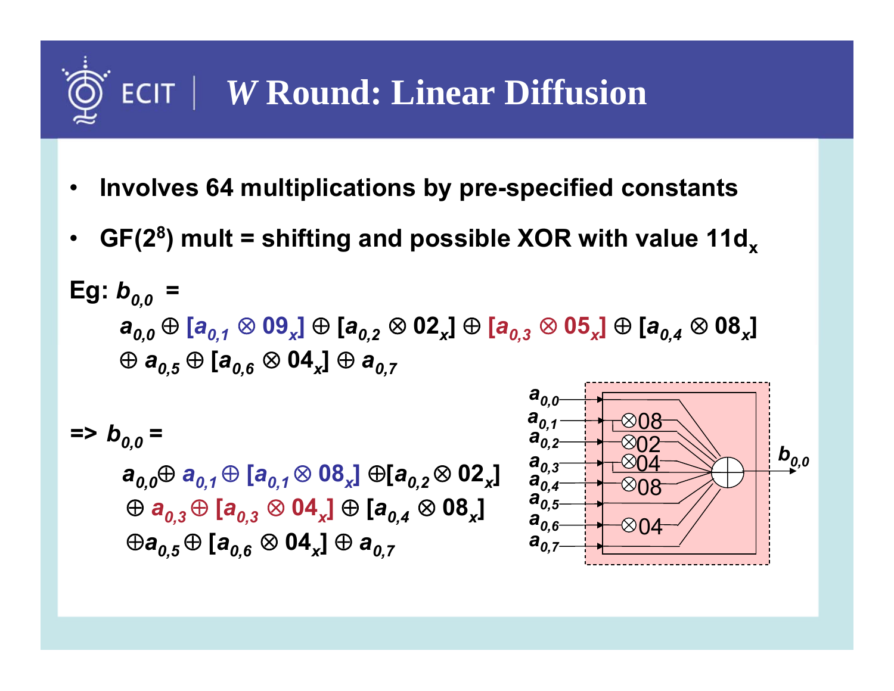# *W* Round: Linear Diffusion

- **Involves 64 multiplications by pre-specified constants**
- **GF($2^8$) mult = shifting and possible XOR with value $11d_x$**

**Eg:** $b_{0,0}$ =

$$a_{0,0} \oplus [a_{0,1} \otimes 09_x] \oplus [a_{0,2} \otimes 02_x] \oplus [a_{0,3} \otimes 05_x] \oplus [a_{0,4} \otimes 08_x] \oplus a_{0,5} \oplus [a_{0,6} \otimes 04_x] \oplus a_{0,7}$$

=> $b_{0,0}$ =

$$a_{0,0} \oplus a_{0,1} \oplus [a_{0,1} \otimes 08_x] \oplus [a_{0,2} \otimes 02_x] \oplus a_{0,3} \oplus [a_{0,3} \otimes 04_x] \oplus [a_{0,4} \otimes 08_x] \oplus a_{0,5} \oplus [a_{0,6} \otimes 04_x] \oplus a_{0,7}$$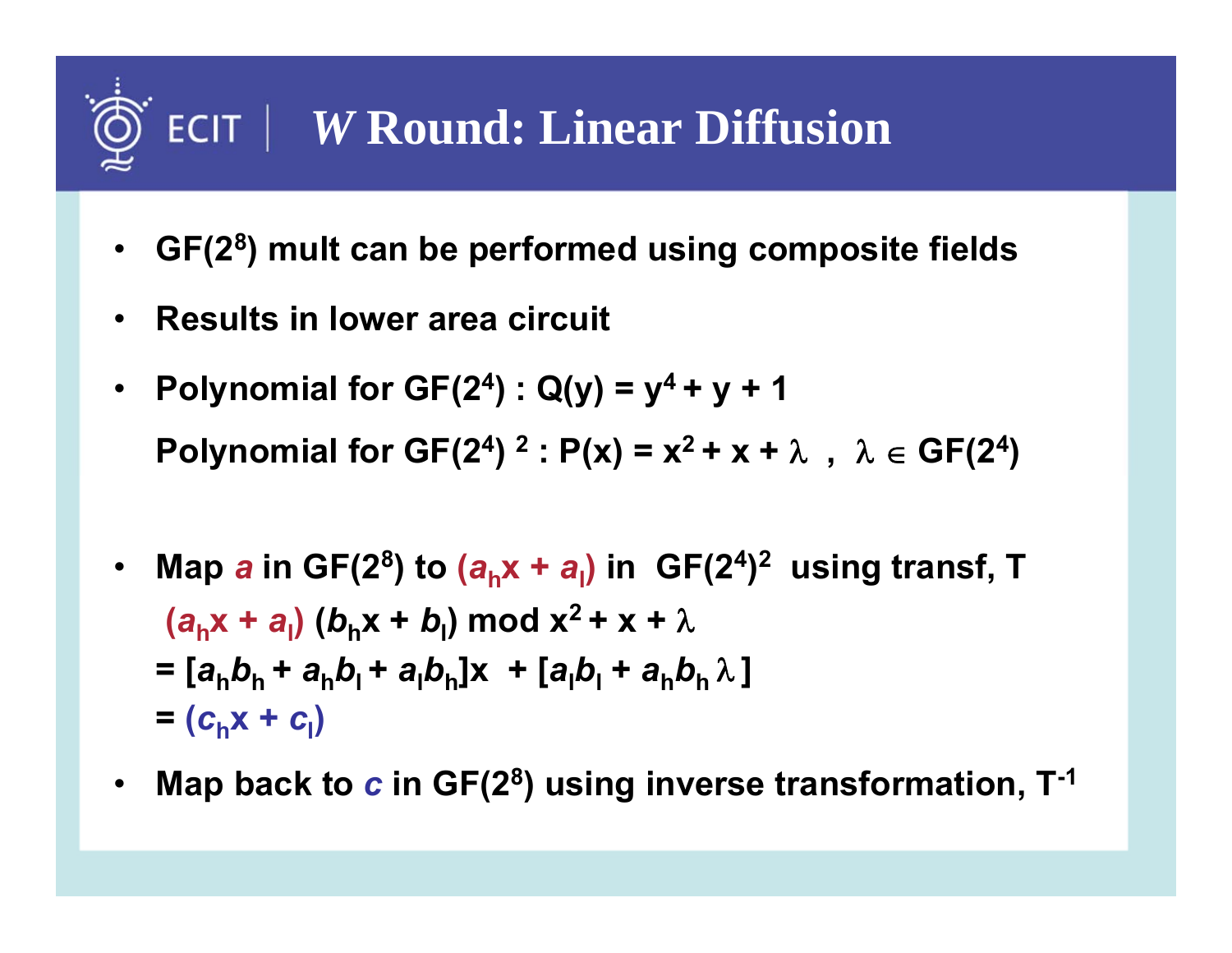# *W* Round: Linear Diffusion

- GF($2^8$) mult can be performed using composite fields
- Results in lower area circuit
- Polynomial for GF($2^4$) : $Q(y) = y^4 + y + 1$

  Polynomial for GF($2^4$) $^2$ : $P(x) = x^2 + x + \lambda$ , $\lambda \in$ GF($2^4$)

- Map $a$ in GF($2^8$) to $(a_h x + a_l)$ in GF($2^4$)$^2$ using transf, T

  $(a_h x + a_l)\,(b_h x + b_l) \bmod x^2 + x + \lambda$

  $= [a_h b_h + a_h b_l + a_l b_h]x + [a_l b_l + a_h b_h \lambda]$

  $= (c_h x + c_l)$

- Map back to $c$ in GF($2^8$) using inverse transformation, $T^{-1}$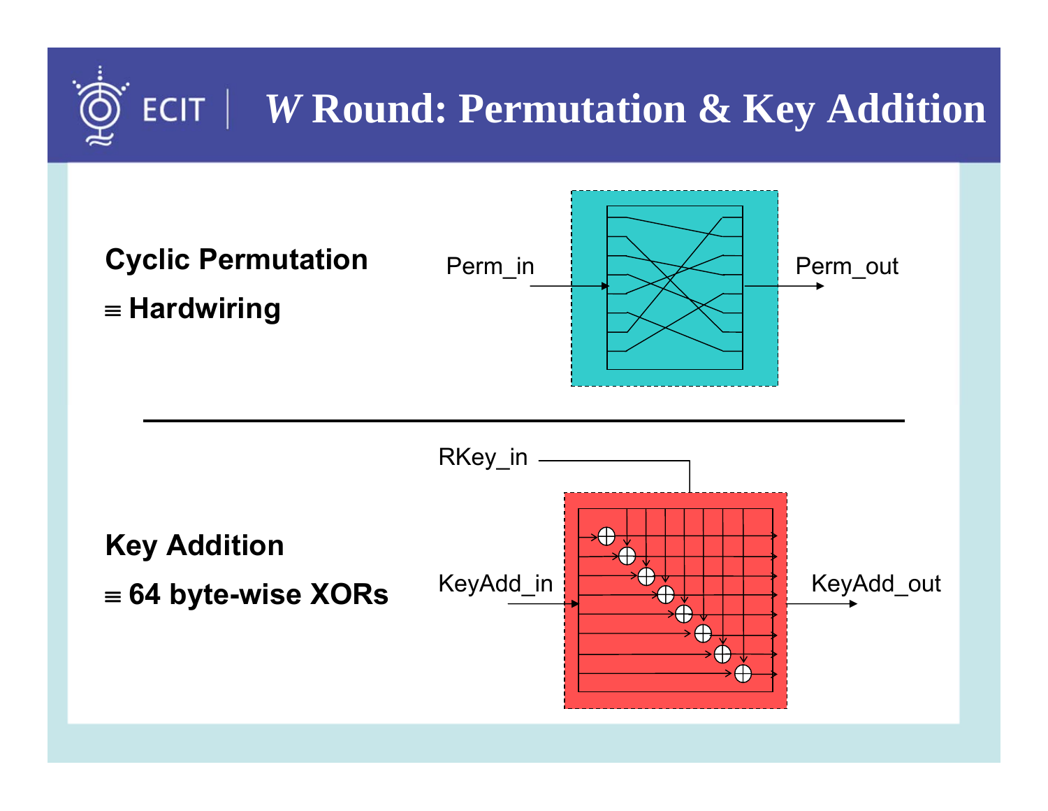# *W* Round: Permutation & Key Addition

**Cyclic Permutation**

**≡ Hardwiring**

Perm_in

Perm_out

**Key Addition**

**≡ 64 byte-wise XORs**

RKey_in

KeyAdd_in

KeyAdd_out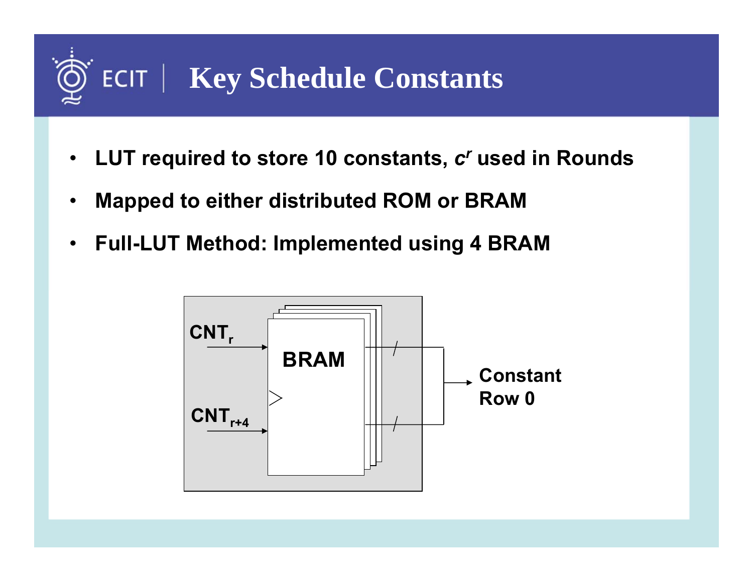# Key Schedule Constants

- **LUT required to store 10 constants, $c^r$ used in Rounds**
- **Mapped to either distributed ROM or BRAM**
- **Full-LUT Method: Implemented using 4 BRAM**

$CNT_r$

$CNT_{r+4}$

BRAM

Constant Row 0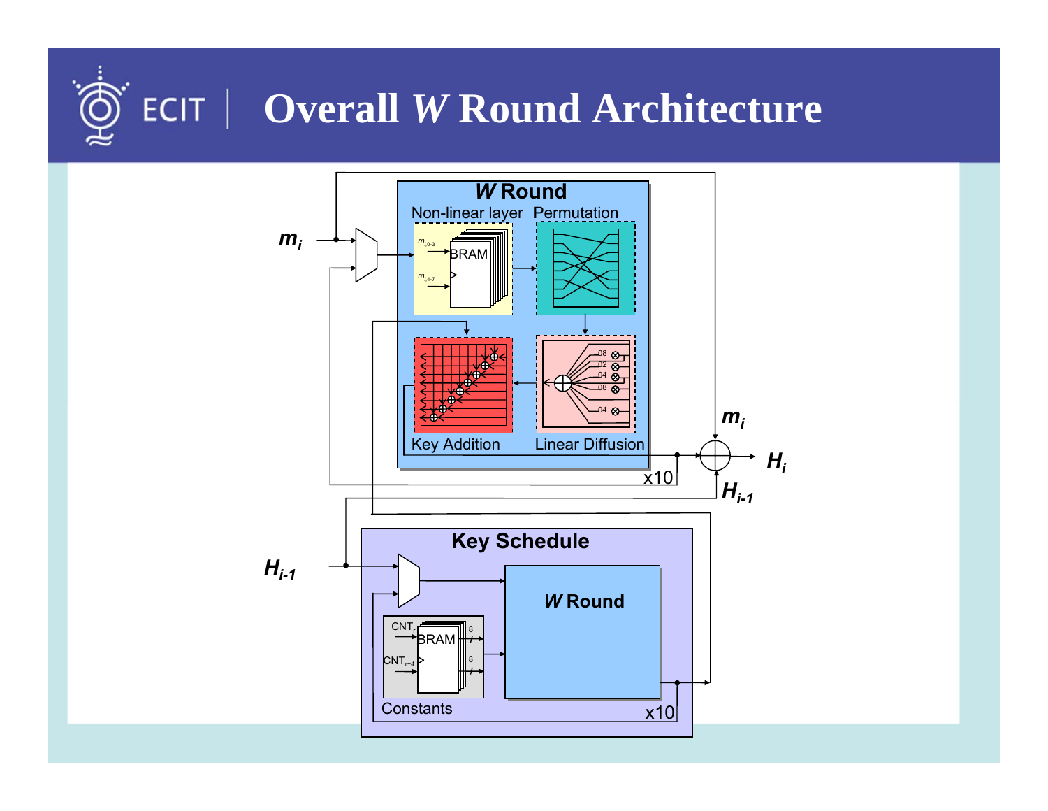# Overall *W* Round Architecture

*W* Round

Non-linear layer

Permutation

BRAM

$m_{i,0\text{-}3}$

$m_{i,4\text{-}7}$

Key Addition

Linear Diffusion

08

02

04

08

04

x10

$m_i$

$m_i$

$H_i$

$H_{i-1}$

$H_{i-1}$

Key Schedule

*W* Round

$CNT_r$

$CNT_{r+4}$

BRAM

8

8

Constants

x10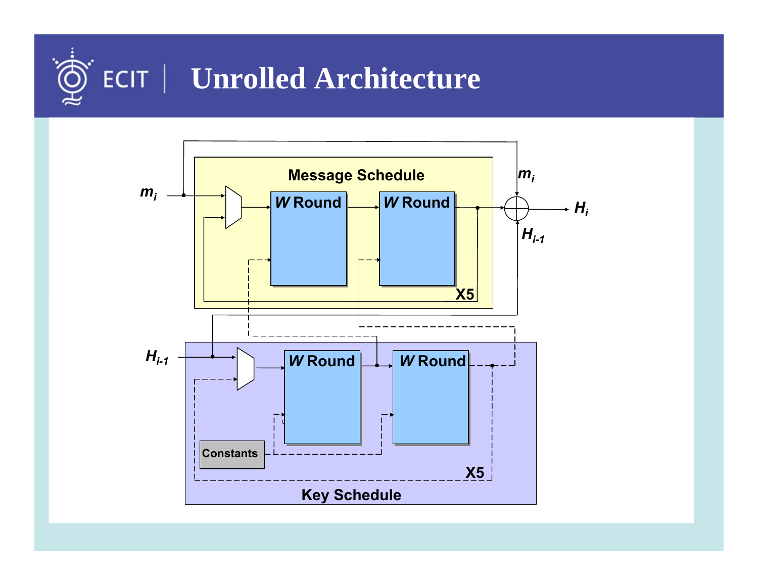# Unrolled Architecture

Message Schedule

$m_i$

*W* Round

*W* Round

X5

$m_i$

$H_i$

$H_{i-1}$

$H_{i-1}$

*W* Round

*W* Round

Constants

X5

Key Schedule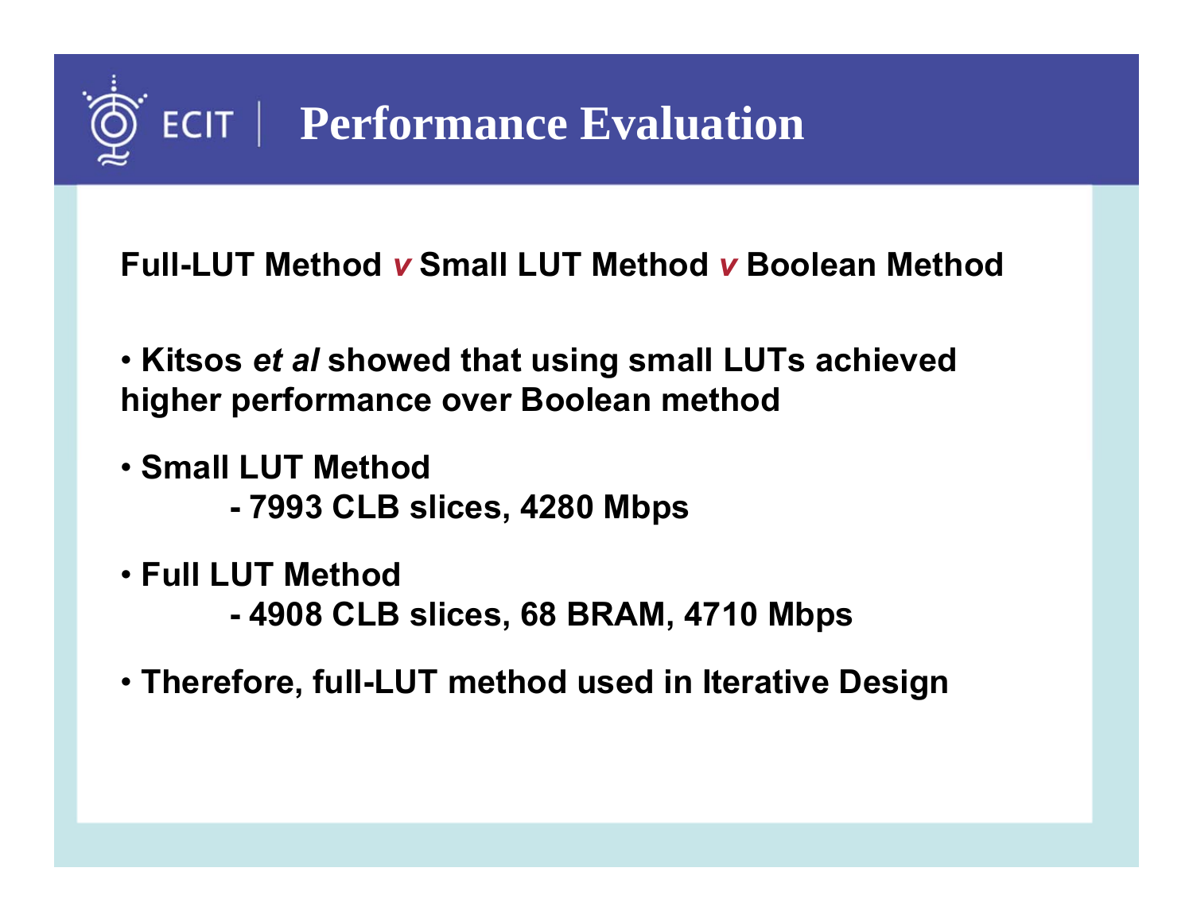# Performance Evaluation

**Full-LUT Method *v* Small LUT Method *v* Boolean Method**

- **Kitsos *et al* showed that using small LUTs achieved higher performance over Boolean method**
- **Small LUT Method**
  - **7993 CLB slices, 4280 Mbps**
- **Full LUT Method**
  - **4908 CLB slices, 68 BRAM, 4710 Mbps**
- **Therefore, full-LUT method used in Iterative Design**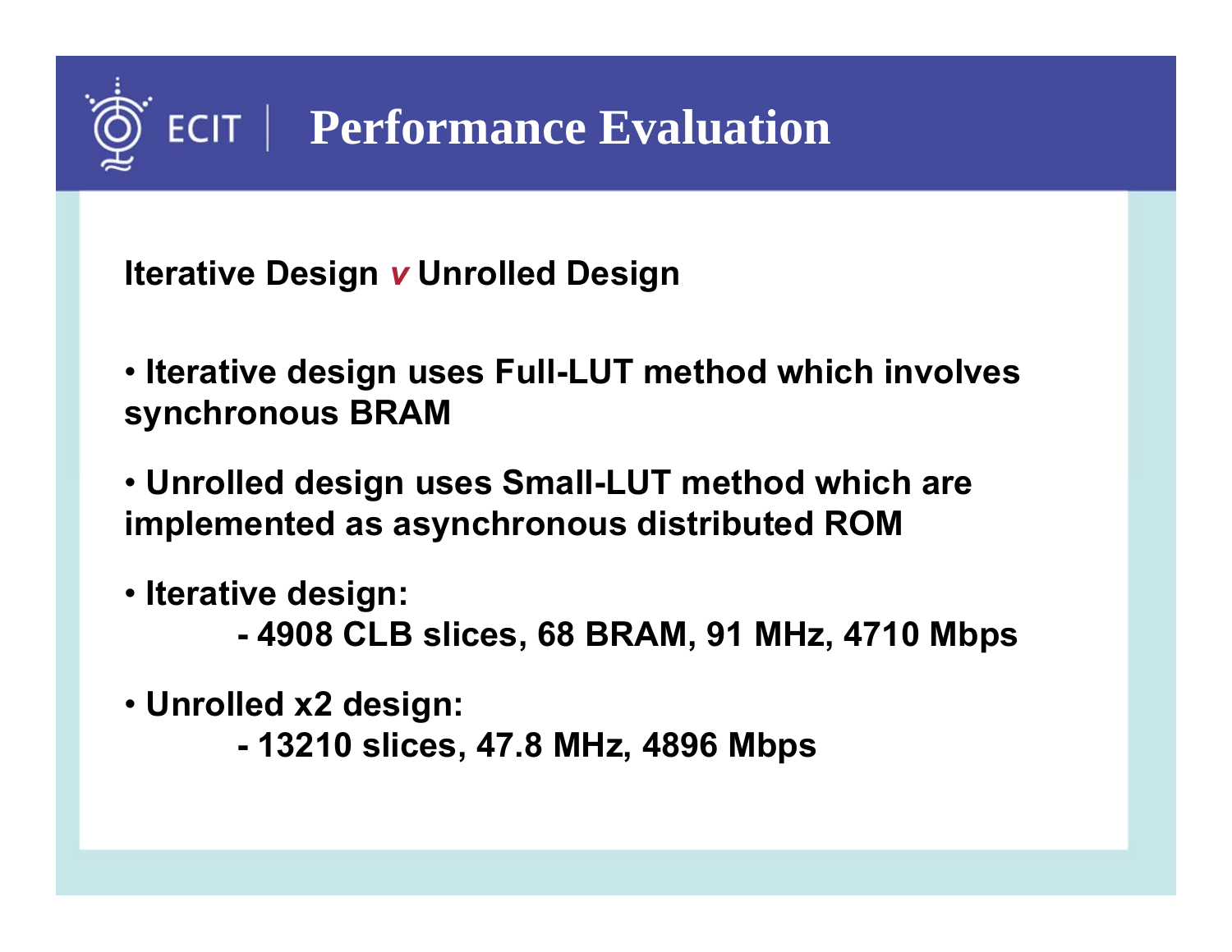# Performance Evaluation

**Iterative Design *v* Unrolled Design**

- **Iterative design uses Full-LUT method which involves synchronous BRAM**
- **Unrolled design uses Small-LUT method which are implemented as asynchronous distributed ROM**
- **Iterative design:**
  - **4908 CLB slices, 68 BRAM, 91 MHz, 4710 Mbps**
- **Unrolled x2 design:**
  - **13210 slices, 47.8 MHz, 4896 Mbps**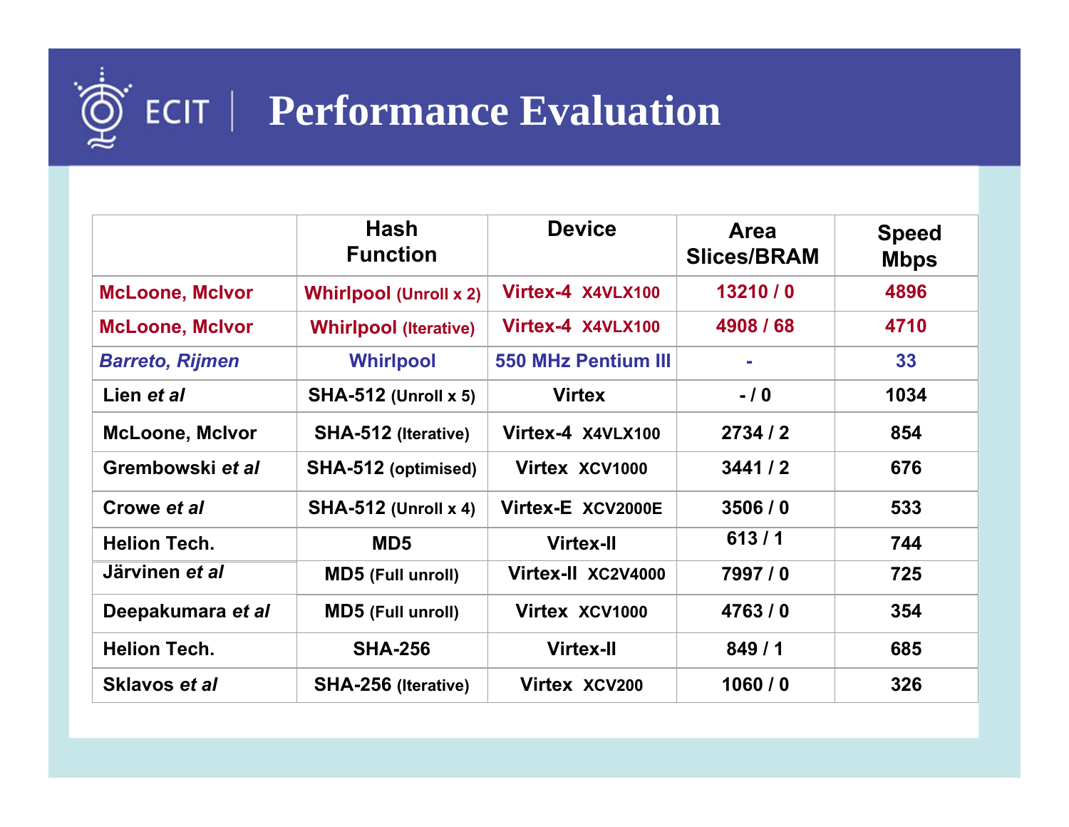# Performance Evaluation

| | Hash Function | Device | Area Slices/BRAM | Speed Mbps |
|---|---|---|---|---|
| McLoone, McIvor | Whirlpool (Unroll x 2) | Virtex-4 X4VLX100 | 13210 / 0 | 4896 |
| McLoone, McIvor | Whirlpool (Iterative) | Virtex-4 X4VLX100 | 4908 / 68 | 4710 |
| *Barreto, Rijmen* | Whirlpool | 550 MHz Pentium III | - | 33 |
| Lien *et al* | SHA-512 (Unroll x 5) | Virtex | - / 0 | 1034 |
| McLoone, McIvor | SHA-512 (Iterative) | Virtex-4 X4VLX100 | 2734 / 2 | 854 |
| Grembowski *et al* | SHA-512 (optimised) | Virtex XCV1000 | 3441 / 2 | 676 |
| Crowe *et al* | SHA-512 (Unroll x 4) | Virtex-E XCV2000E | 3506 / 0 | 533 |
| Helion Tech. | MD5 | Virtex-II | 613 / 1 | 744 |
| Järvinen *et al* | MD5 (Full unroll) | Virtex-II XC2V4000 | 7997 / 0 | 725 |
| Deepakumara *et al* | MD5 (Full unroll) | Virtex XCV1000 | 4763 / 0 | 354 |
| Helion Tech. | SHA-256 | Virtex-II | 849 / 1 | 685 |
| Sklavos *et al* | SHA-256 (Iterative) | Virtex XCV200 | 1060 / 0 | 326 |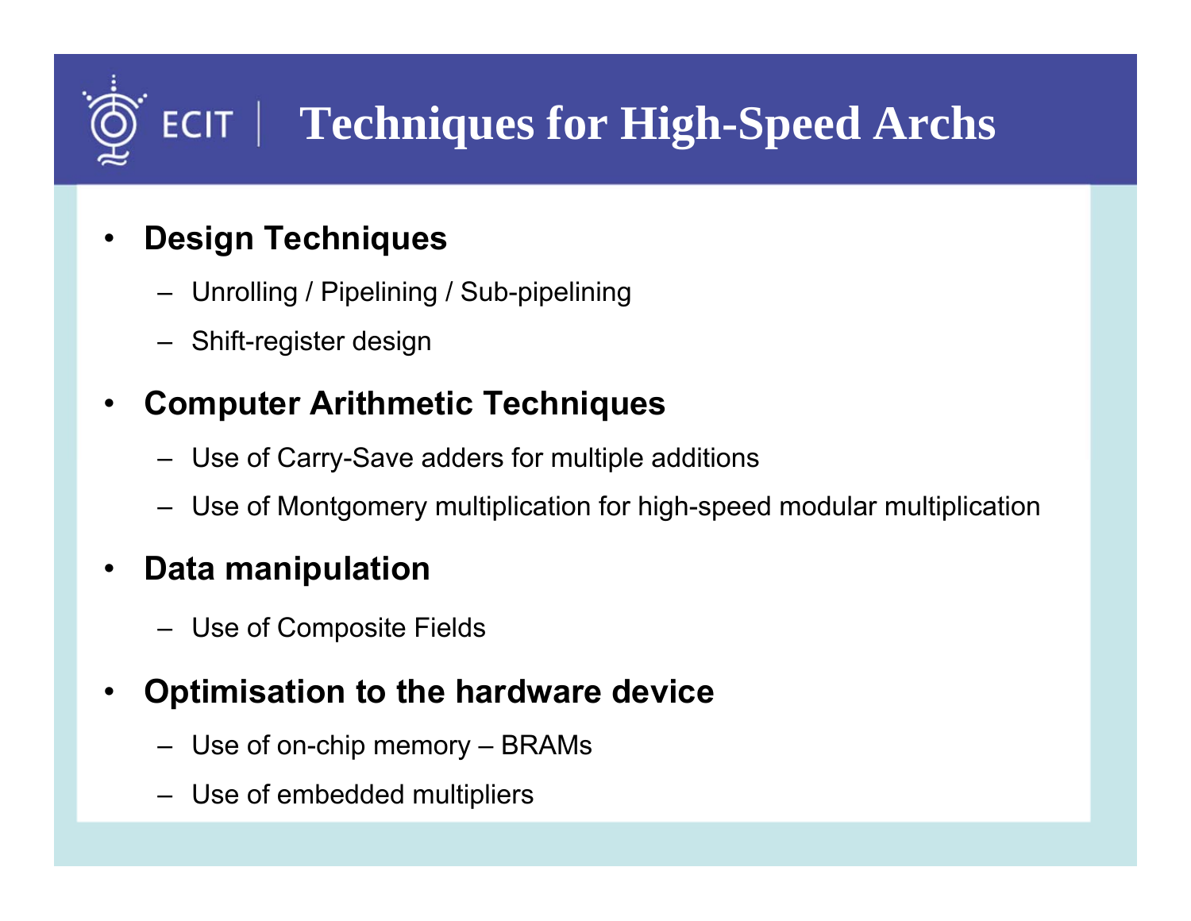# Techniques for High-Speed Archs

- **Design Techniques**
  - Unrolling / Pipelining / Sub-pipelining
  - Shift-register design
- **Computer Arithmetic Techniques**
  - Use of Carry-Save adders for multiple additions
  - Use of Montgomery multiplication for high-speed modular multiplication
- **Data manipulation**
  - Use of Composite Fields
- **Optimisation to the hardware device**
  - Use of on-chip memory – BRAMs
  - Use of embedded multipliers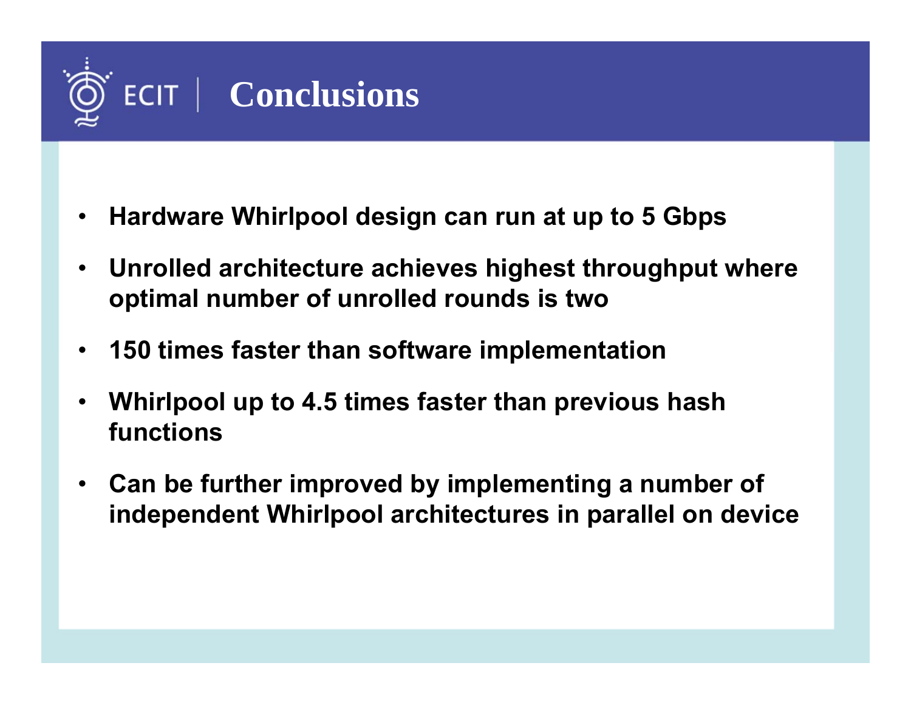# Conclusions

- **Hardware Whirlpool design can run at up to 5 Gbps**
- **Unrolled architecture achieves highest throughput where optimal number of unrolled rounds is two**
- **150 times faster than software implementation**
- **Whirlpool up to 4.5 times faster than previous hash functions**
- **Can be further improved by implementing a number of independent Whirlpool architectures in parallel on device**